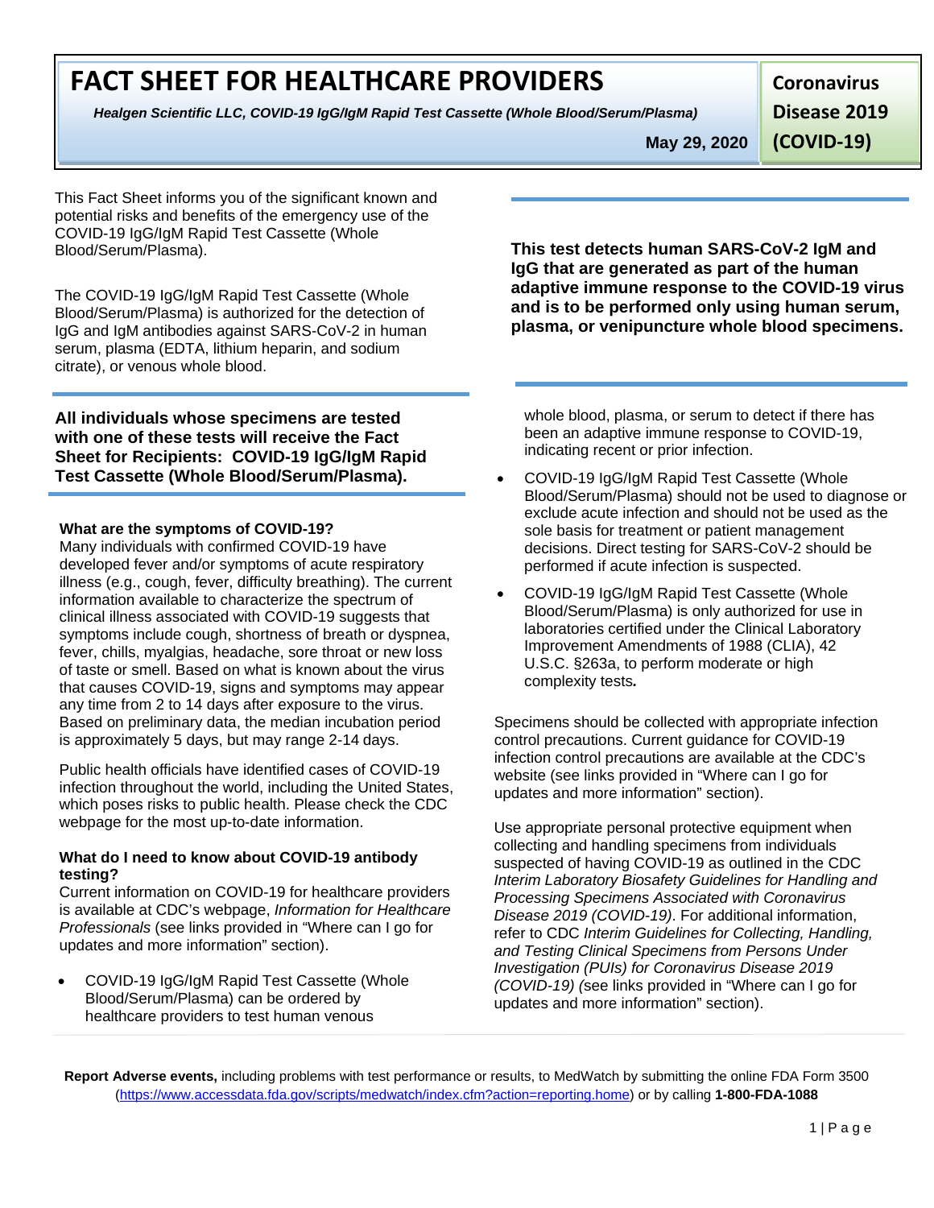# FACT SHEET FOR HEALTHCARE PROVIDERS

***Healgen Scientific LLC, COVID-19 IgG/IgM Rapid Test Cassette (Whole Blood/Serum/Plasma)***

**May 29, 2020**

**Coronavirus Disease 2019 (COVID-19)**

This Fact Sheet informs you of the significant known and potential risks and benefits of the emergency use of the COVID-19 IgG/IgM Rapid Test Cassette (Whole Blood/Serum/Plasma).

The COVID-19 IgG/IgM Rapid Test Cassette (Whole Blood/Serum/Plasma) is authorized for the detection of IgG and IgM antibodies against SARS-CoV-2 in human serum, plasma (EDTA, lithium heparin, and sodium citrate), or venous whole blood.

**All individuals whose specimens are tested with one of these tests will receive the Fact Sheet for Recipients: COVID-19 IgG/IgM Rapid Test Cassette (Whole Blood/Serum/Plasma).**

**This test detects human SARS-CoV-2 IgM and IgG that are generated as part of the human adaptive immune response to the COVID-19 virus and is to be performed only using human serum, plasma, or venipuncture whole blood specimens.**

**What are the symptoms of COVID-19?**

Many individuals with confirmed COVID-19 have developed fever and/or symptoms of acute respiratory illness (e.g., cough, fever, difficulty breathing). The current information available to characterize the spectrum of clinical illness associated with COVID-19 suggests that symptoms include cough, shortness of breath or dyspnea, fever, chills, myalgias, headache, sore throat or new loss of taste or smell. Based on what is known about the virus that causes COVID-19, signs and symptoms may appear any time from 2 to 14 days after exposure to the virus. Based on preliminary data, the median incubation period is approximately 5 days, but may range 2-14 days.

Public health officials have identified cases of COVID-19 infection throughout the world, including the United States, which poses risks to public health. Please check the CDC webpage for the most up-to-date information.

**What do I need to know about COVID-19 antibody testing?**

Current information on COVID-19 for healthcare providers is available at CDC's webpage, *Information for Healthcare Professionals* (see links provided in "Where can I go for updates and more information" section).

- COVID-19 IgG/IgM Rapid Test Cassette (Whole Blood/Serum/Plasma) can be ordered by healthcare providers to test human venous whole blood, plasma, or serum to detect if there has been an adaptive immune response to COVID-19, indicating recent or prior infection.
- COVID-19 IgG/IgM Rapid Test Cassette (Whole Blood/Serum/Plasma) should not be used to diagnose or exclude acute infection and should not be used as the sole basis for treatment or patient management decisions. Direct testing for SARS-CoV-2 should be performed if acute infection is suspected.
- COVID-19 IgG/IgM Rapid Test Cassette (Whole Blood/Serum/Plasma) is only authorized for use in laboratories certified under the Clinical Laboratory Improvement Amendments of 1988 (CLIA), 42 U.S.C. §263a, to perform moderate or high complexity tests.

Specimens should be collected with appropriate infection control precautions. Current guidance for COVID-19 infection control precautions are available at the CDC's website (see links provided in "Where can I go for updates and more information" section).

Use appropriate personal protective equipment when collecting and handling specimens from individuals suspected of having COVID-19 as outlined in the CDC *Interim Laboratory Biosafety Guidelines for Handling and Processing Specimens Associated with Coronavirus Disease 2019 (COVID-19)*. For additional information, refer to CDC *Interim Guidelines for Collecting, Handling, and Testing Clinical Specimens from Persons Under Investigation (PUIs) for Coronavirus Disease 2019 (COVID-19)* (see links provided in "Where can I go for updates and more information" section).

**Report Adverse events,** including problems with test performance or results, to MedWatch by submitting the online FDA Form 3500 (https://www.accessdata.fda.gov/scripts/medwatch/index.cfm?action=reporting.home) or by calling **1-800-FDA-1088**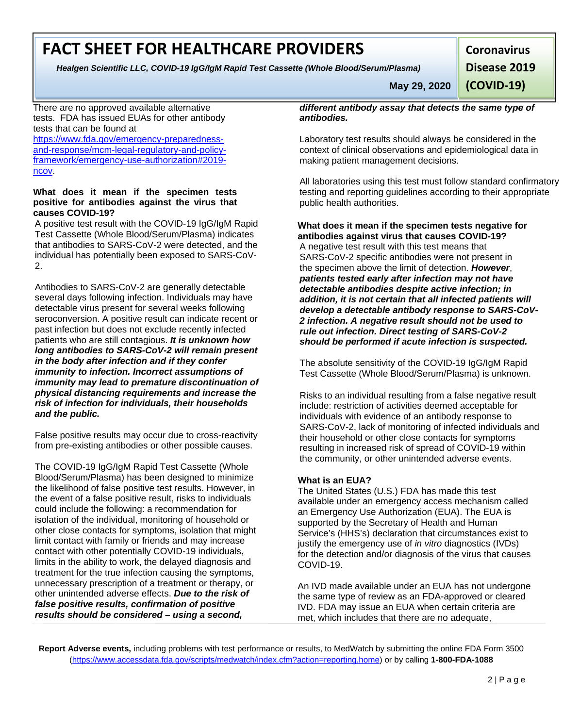There are no approved available alternative tests. FDA has issued EUAs for other antibody tests that can be found at [https://www.fda.gov/emergency-preparedness-and-response/mcm-legal-regulatory-and-policy-framework/emergency-use-authorization#2019-ncov](https://www.fda.gov/emergency-preparedness-and-response/mcm-legal-regulatory-and-policy-framework/emergency-use-authorization#2019-ncov).

**What does it mean if the specimen tests positive for antibodies against the virus that causes COVID-19?**

A positive test result with the COVID-19 IgG/IgM Rapid Test Cassette (Whole Blood/Serum/Plasma) indicates that antibodies to SARS-CoV-2 were detected, and the individual has potentially been exposed to SARS-CoV-2.

Antibodies to SARS-CoV-2 are generally detectable several days following infection. Individuals may have detectable virus present for several weeks following seroconversion. A positive result can indicate recent or past infection but does not exclude recently infected patients who are still contagious. ***It is unknown how long antibodies to SARS-CoV-2 will remain present in the body after infection and if they confer immunity to infection. Incorrect assumptions of immunity may lead to premature discontinuation of physical distancing requirements and increase the risk of infection for individuals, their households and the public.***

False positive results may occur due to cross-reactivity from pre-existing antibodies or other possible causes.

The COVID-19 IgG/IgM Rapid Test Cassette (Whole Blood/Serum/Plasma) has been designed to minimize the likelihood of false positive test results. However, in the event of a false positive result, risks to individuals could include the following: a recommendation for isolation of the individual, monitoring of household or other close contacts for symptoms, isolation that might limit contact with family or friends and may increase contact with other potentially COVID-19 individuals, limits in the ability to work, the delayed diagnosis and treatment for the true infection causing the symptoms, unnecessary prescription of a treatment or therapy, or other unintended adverse effects. ***Due to the risk of false positive results, confirmation of positive results should be considered – using a second, different antibody assay that detects the same type of antibodies.***

Laboratory test results should always be considered in the context of clinical observations and epidemiological data in making patient management decisions.

All laboratories using this test must follow standard confirmatory testing and reporting guidelines according to their appropriate public health authorities.

**What does it mean if the specimen tests negative for antibodies against virus that causes COVID-19?**

A negative test result with this test means that SARS-CoV-2 specific antibodies were not present in the specimen above the limit of detection. ***However*****,** ***patients tested early after infection may not have detectable antibodies despite active infection; in addition, it is not certain that all infected patients will develop a detectable antibody response to SARS-CoV-2 infection. A negative result should not be used to rule out infection. Direct testing of SARS-CoV-2 should be performed if acute infection is suspected.***

The absolute sensitivity of the COVID-19 IgG/IgM Rapid Test Cassette (Whole Blood/Serum/Plasma) is unknown.

Risks to an individual resulting from a false negative result include: restriction of activities deemed acceptable for individuals with evidence of an antibody response to SARS-CoV-2, lack of monitoring of infected individuals and their household or other close contacts for symptoms resulting in increased risk of spread of COVID-19 within the community, or other unintended adverse events.

**What is an EUA?**

The United States (U.S.) FDA has made this test available under an emergency access mechanism called an Emergency Use Authorization (EUA). The EUA is supported by the Secretary of Health and Human Service's (HHS's) declaration that circumstances exist to justify the emergency use of *in vitro* diagnostics (IVDs) for the detection and/or diagnosis of the virus that causes COVID-19.

An IVD made available under an EUA has not undergone the same type of review as an FDA-approved or cleared IVD. FDA may issue an EUA when certain criteria are met, which includes that there are no adequate,

**Report Adverse events,** including problems with test performance or results, to MedWatch by submitting the online FDA Form 3500 ([https://www.accessdata.fda.gov/scripts/medwatch/index.cfm?action=reporting.home](https://www.accessdata.fda.gov/scripts/medwatch/index.cfm?action=reporting.home)) or by calling **1-800-FDA-1088**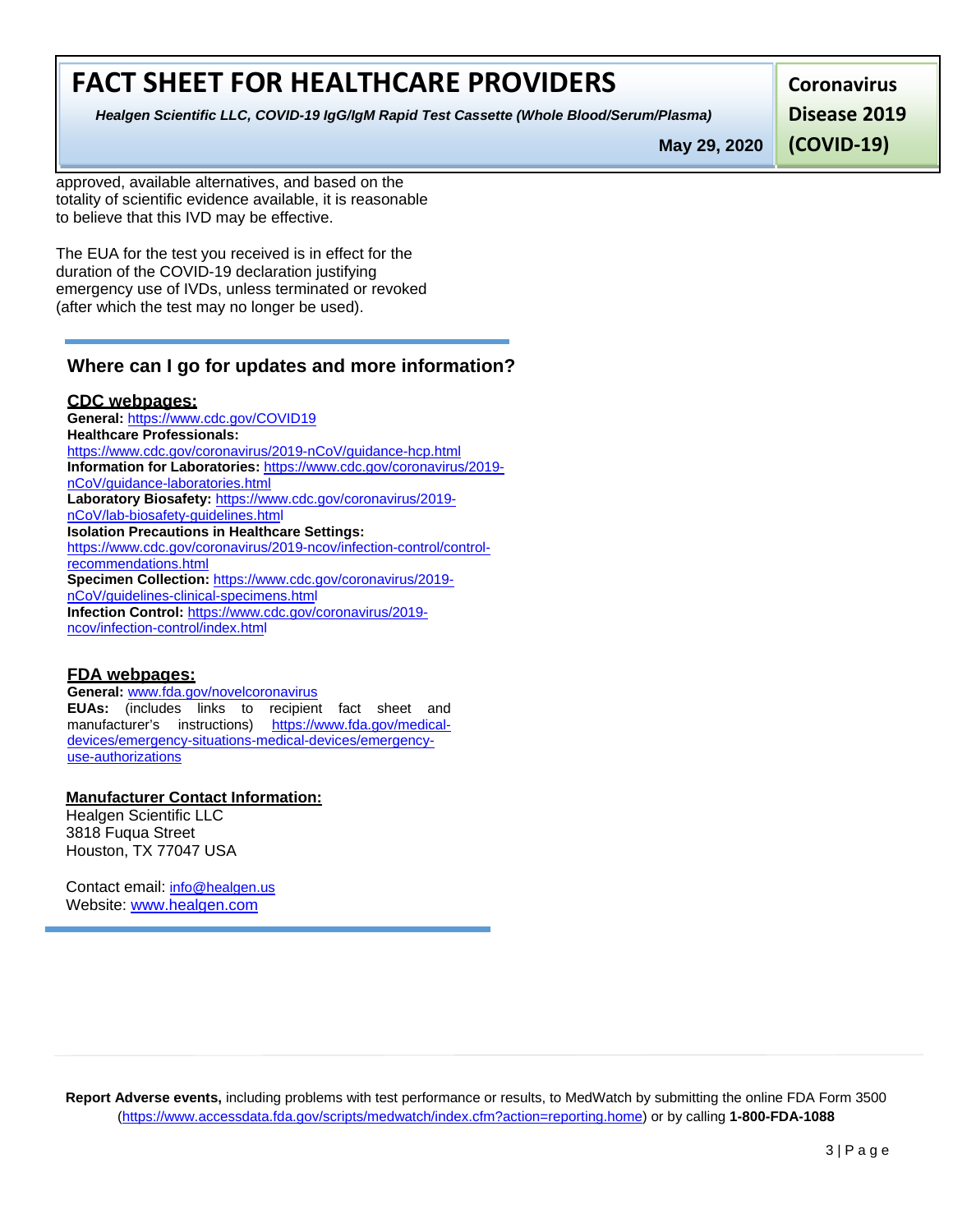approved, available alternatives, and based on the totality of scientific evidence available, it is reasonable to believe that this IVD may be effective.

The EUA for the test you received is in effect for the duration of the COVID-19 declaration justifying emergency use of IVDs, unless terminated or revoked (after which the test may no longer be used).

## Where can I go for updates and more information?

**CDC webpages:**

**General:** https://www.cdc.gov/COVID19
**Healthcare Professionals:** https://www.cdc.gov/coronavirus/2019-nCoV/guidance-hcp.html
**Information for Laboratories:** https://www.cdc.gov/coronavirus/2019-nCoV/guidance-laboratories.html
**Laboratory Biosafety:** https://www.cdc.gov/coronavirus/2019-nCoV/lab-biosafety-guidelines.html
**Isolation Precautions in Healthcare Settings:** https://www.cdc.gov/coronavirus/2019-ncov/infection-control/control-recommendations.html
**Specimen Collection:** https://www.cdc.gov/coronavirus/2019-nCoV/guidelines-clinical-specimens.html
**Infection Control:** https://www.cdc.gov/coronavirus/2019-ncov/infection-control/index.html

**FDA webpages:**

**General:** www.fda.gov/novelcoronavirus
**EUAs:** (includes links to recipient fact sheet and manufacturer's instructions) https://www.fda.gov/medical-devices/emergency-situations-medical-devices/emergency-use-authorizations

**Manufacturer Contact Information:**

Healgen Scientific LLC
3818 Fuqua Street
Houston, TX 77047 USA

Contact email: info@healgen.us
Website: www.healgen.com

**Report Adverse events,** including problems with test performance or results, to MedWatch by submitting the online FDA Form 3500 (https://www.accessdata.fda.gov/scripts/medwatch/index.cfm?action=reporting.home) or by calling **1-800-FDA-1088**